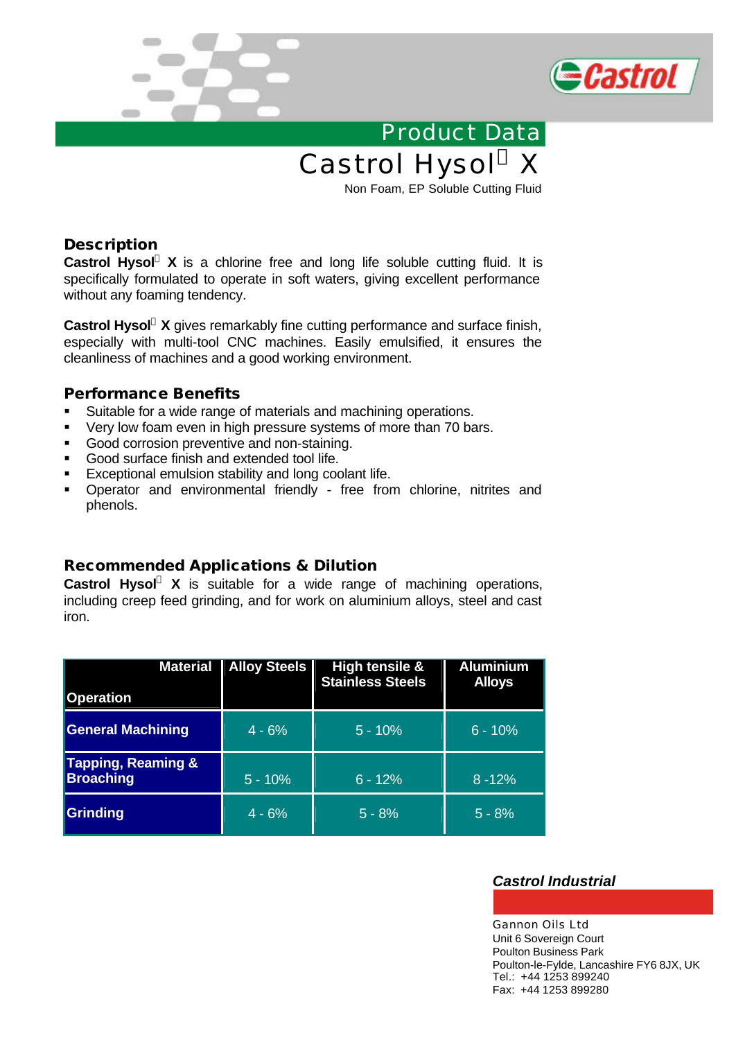Product Data

# Castrol Hysol X

Non Foam, EP Soluble Cutting Fluid

## Description

**Castrol Hysol X** is a chlorine free and long life soluble cutting fluid. It is specifically formulated to operate in soft waters, giving excellent performance without any foaming tendency.

**Castrol Hysol X** gives remarkably fine cutting performance and surface finish, especially with multi-tool CNC machines. Easily emulsified, it ensures the cleanliness of machines and a good working environment.

## Performance Benefits

- Suitable for a wide range of materials and machining operations.
- Very low foam even in high pressure systems of more than 70 bars.
- Good corrosion preventive and non-staining.
- Good surface finish and extended tool life.
- Exceptional emulsion stability and long coolant life.
- Operator and environmental friendly - free from chlorine, nitrites and phenols.

## Recommended Applications & Dilution

**Castrol Hysol X** is suitable for a wide range of machining operations, including creep feed grinding, and for work on aluminium alloys, steel and cast iron.

| Material / Operation | Alloy Steels | High tensile & Stainless Steels | Aluminium Alloys |
|---|---|---|---|
| **General Machining** | 4 - 6% | 5 - 10% | 6 - 10% |
| **Tapping, Reaming & Broaching** | 5 - 10% | 6 - 12% | 8 -12% |
| **Grinding** | 4 - 6% | 5 - 8% | 5 - 8% |

***Castrol Industrial***

Gannon Oils Ltd
Unit 6 Sovereign Court
Poulton Business Park
Poulton-le-Fylde, Lancashire FY6 8JX, UK
Tel.: +44 1253 899240
Fax: +44 1253 899280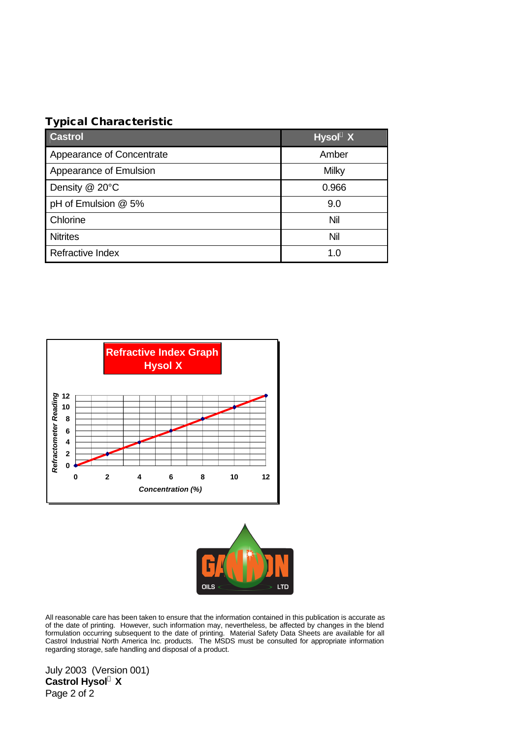## Typical Characteristic

| Castrol | Hysol X |
|---|---|
| Appearance of Concentrate | Amber |
| Appearance of Emulsion | Milky |
| Density @ 20°C | 0.966 |
| pH of Emulsion @ 5% | 9.0 |
| Chlorine | Nil |
| Nitrites | Nil |
| Refractive Index | 1.0 |

Refractive Index Graph
Hysol X

Refractometer Reading

12
10
8
6
4
2
0

0 2 4 6 8 10 12

Concentration (%)

GANNON OILS LTD

All reasonable care has been taken to ensure that the information contained in this publication is accurate as of the date of printing. However, such information may, nevertheless, be affected by changes in the blend formulation occurring subsequent to the date of printing. Material Safety Data Sheets are available for all Castrol Industrial North America Inc. products. The MSDS must be consulted for appropriate information regarding storage, safe handling and disposal of a product.

July 2003 (Version 001)
**Castrol Hysol X**